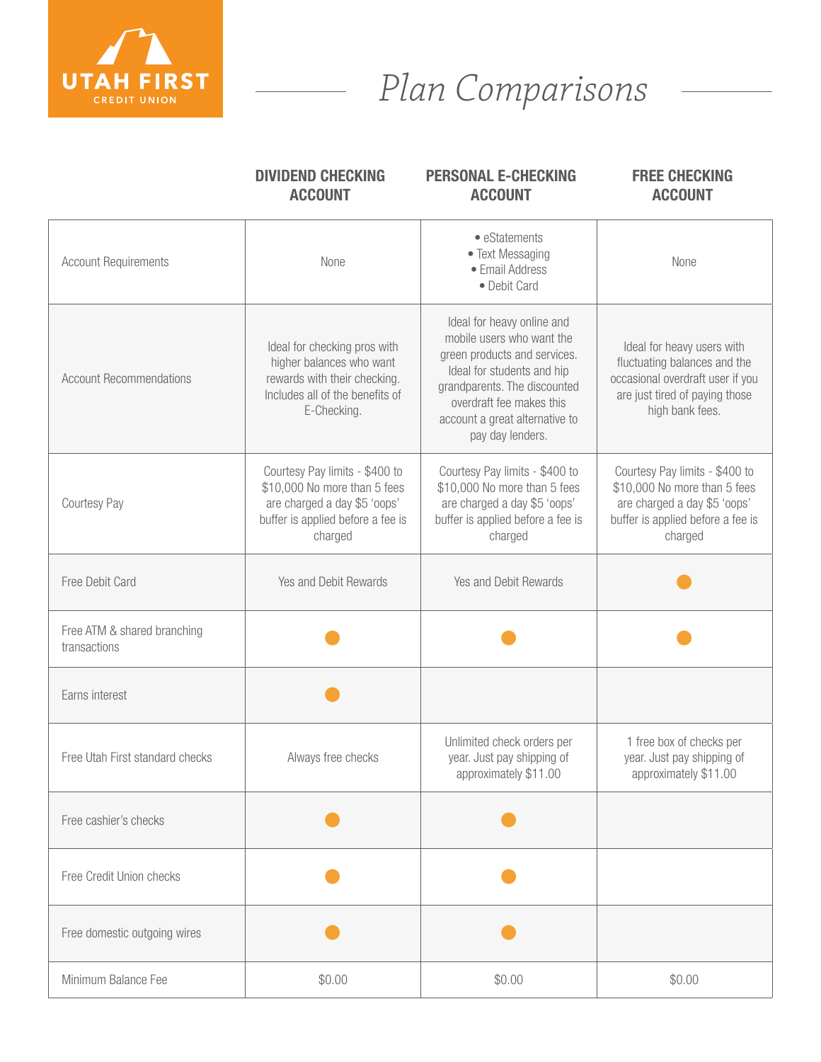UTAH FIRST CREDIT UNION

# Plan Comparisons

| | DIVIDEND CHECKING ACCOUNT | PERSONAL E-CHECKING ACCOUNT | FREE CHECKING ACCOUNT |
|---|---|---|---|
| Account Requirements | None | • eStatements<br>• Text Messaging<br>• Email Address<br>• Debit Card | None |
| Account Recommendations | Ideal for checking pros with higher balances who want rewards with their checking. Includes all of the benefits of E-Checking. | Ideal for heavy online and mobile users who want the green products and services. Ideal for students and hip grandparents. The discounted overdraft fee makes this account a great alternative to pay day lenders. | Ideal for heavy users with fluctuating balances and the occasional overdraft user if you are just tired of paying those high bank fees. |
| Courtesy Pay | Courtesy Pay limits - $400 to $10,000 No more than 5 fees are charged a day $5 'oops' buffer is applied before a fee is charged | Courtesy Pay limits - $400 to $10,000 No more than 5 fees are charged a day $5 'oops' buffer is applied before a fee is charged | Courtesy Pay limits - $400 to $10,000 No more than 5 fees are charged a day $5 'oops' buffer is applied before a fee is charged |
| Free Debit Card | Yes and Debit Rewards | Yes and Debit Rewards | ● |
| Free ATM & shared branching transactions | ● | ● | ● |
| Earns interest | ● | | |
| Free Utah First standard checks | Always free checks | Unlimited check orders per year. Just pay shipping of approximately $11.00 | 1 free box of checks per year. Just pay shipping of approximately $11.00 |
| Free cashier's checks | ● | ● | |
| Free Credit Union checks | ● | ● | |
| Free domestic outgoing wires | ● | ● | |
| Minimum Balance Fee | $0.00 | $0.00 | $0.00 |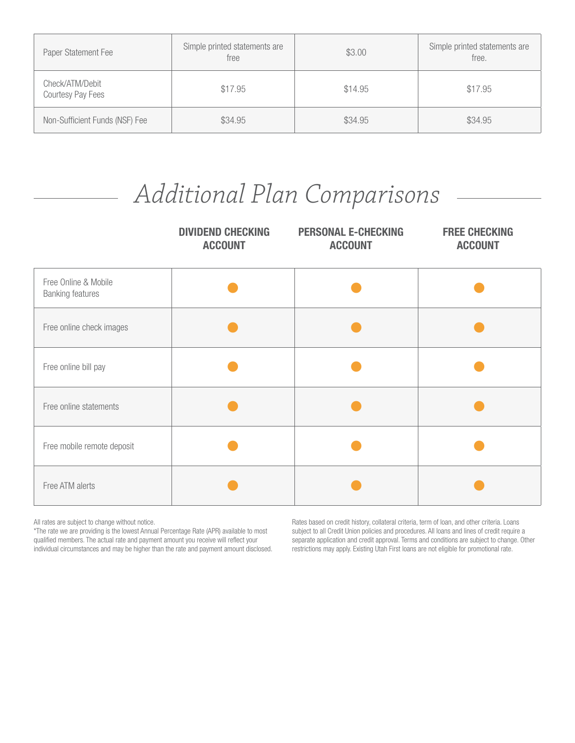| | | | |
|---|---|---|---|
| Paper Statement Fee | Simple printed statements are free | $3.00 | Simple printed statements are free. |
| Check/ATM/Debit Courtesy Pay Fees | $17.95 | $14.95 | $17.95 |
| Non-Sufficient Funds (NSF) Fee | $34.95 | $34.95 | $34.95 |

# *Additional Plan Comparisons*

| | DIVIDEND CHECKING ACCOUNT | PERSONAL E-CHECKING ACCOUNT | FREE CHECKING ACCOUNT |
|---|---|---|---|
| Free Online & Mobile Banking features | ● | ● | ● |
| Free online check images | ● | ● | ● |
| Free online bill pay | ● | ● | ● |
| Free online statements | ● | ● | ● |
| Free mobile remote deposit | ● | ● | ● |
| Free ATM alerts | ● | ● | ● |

All rates are subject to change without notice.
*The rate we are providing is the lowest Annual Percentage Rate (APR) available to most qualified members. The actual rate and payment amount you receive will reflect your individual circumstances and may be higher than the rate and payment amount disclosed.

Rates based on credit history, collateral criteria, term of loan, and other criteria. Loans subject to all Credit Union policies and procedures. All loans and lines of credit require a separate application and credit approval. Terms and conditions are subject to change. Other restrictions may apply. Existing Utah First loans are not eligible for promotional rate.